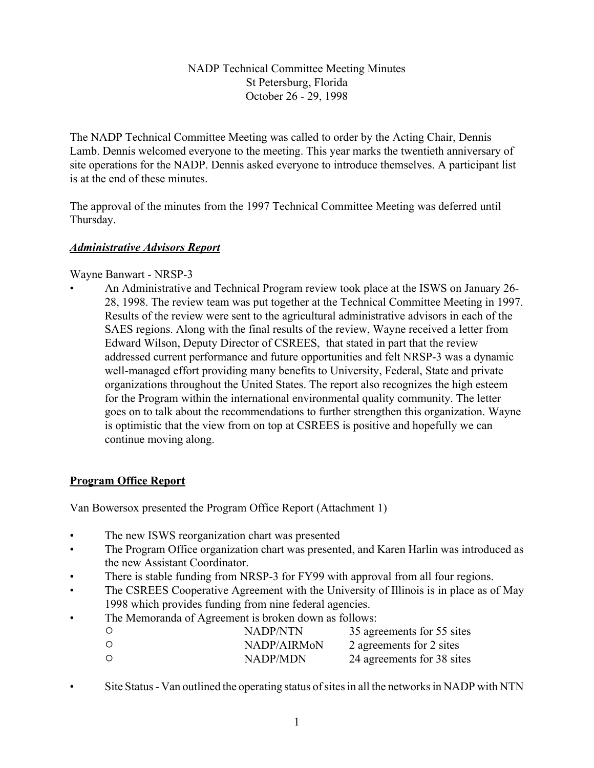NADP Technical Committee Meeting Minutes
St Petersburg, Florida
October 26 - 29, 1998

The NADP Technical Committee Meeting was called to order by the Acting Chair, Dennis Lamb. Dennis welcomed everyone to the meeting. This year marks the twentieth anniversary of site operations for the NADP. Dennis asked everyone to introduce themselves. A participant list is at the end of these minutes.

The approval of the minutes from the 1997 Technical Committee Meeting was deferred until Thursday.

## ***Administrative Advisors Report***

Wayne Banwart - NRSP-3

- An Administrative and Technical Program review took place at the ISWS on January 26-28, 1998. The review team was put together at the Technical Committee Meeting in 1997. Results of the review were sent to the agricultural administrative advisors in each of the SAES regions. Along with the final results of the review, Wayne received a letter from Edward Wilson, Deputy Director of CSREES, that stated in part that the review addressed current performance and future opportunities and felt NRSP-3 was a dynamic well-managed effort providing many benefits to University, Federal, State and private organizations throughout the United States. The report also recognizes the high esteem for the Program within the international environmental quality community. The letter goes on to talk about the recommendations to further strengthen this organization. Wayne is optimistic that the view from on top at CSREES is positive and hopefully we can continue moving along.

## **Program Office Report**

Van Bowersox presented the Program Office Report (Attachment 1)

- The new ISWS reorganization chart was presented
- The Program Office organization chart was presented, and Karen Harlin was introduced as the new Assistant Coordinator.
- There is stable funding from NRSP-3 for FY99 with approval from all four regions.
- The CSREES Cooperative Agreement with the University of Illinois is in place as of May 1998 which provides funding from nine federal agencies.
- The Memoranda of Agreement is broken down as follows:
  - NADP/NTN 35 agreements for 55 sites
  - NADP/AIRMoN 2 agreements for 2 sites
  - NADP/MDN 24 agreements for 38 sites
- Site Status - Van outlined the operating status of sites in all the networks in NADP with NTN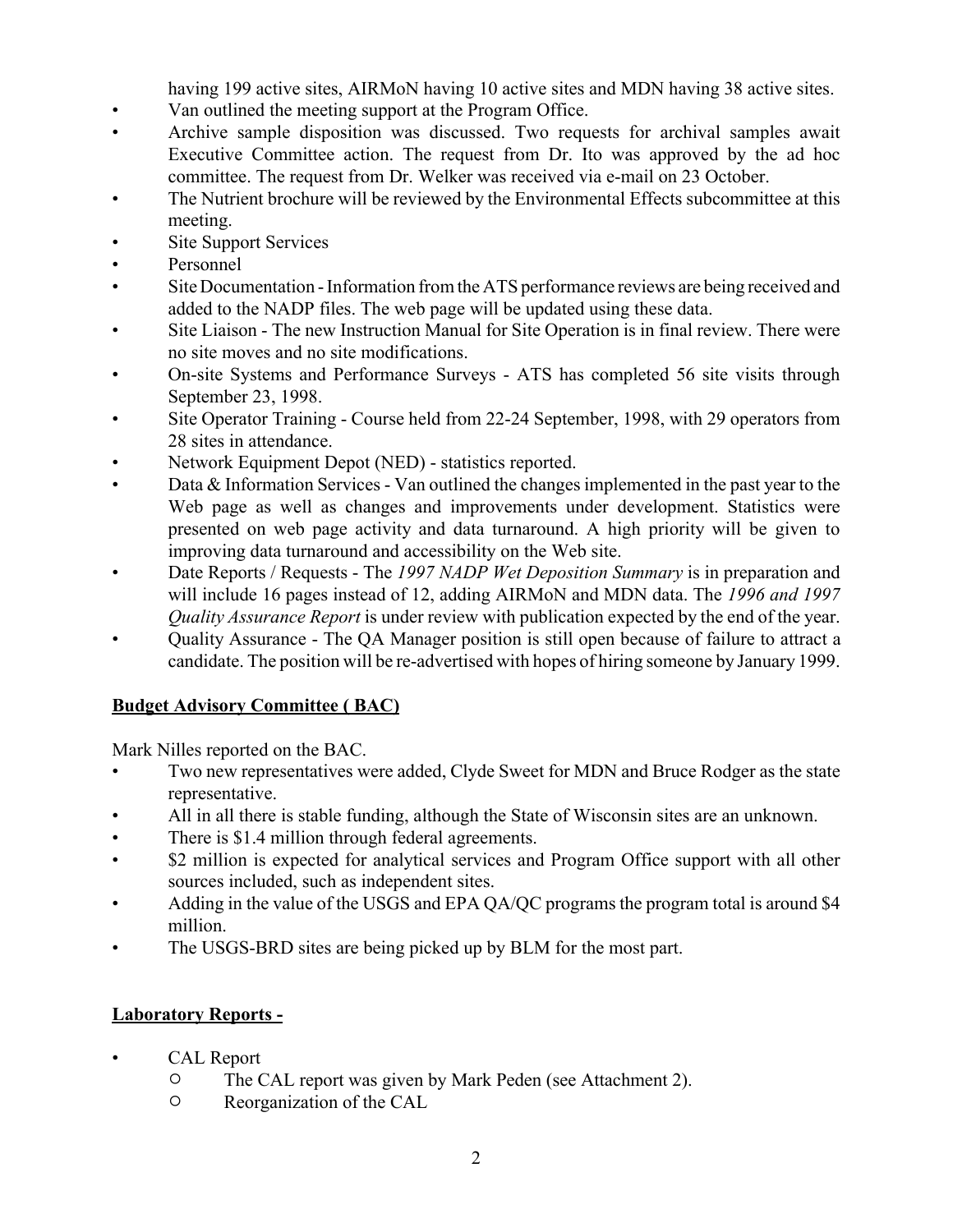having 199 active sites, AIRMoN having 10 active sites and MDN having 38 active sites.

- Van outlined the meeting support at the Program Office.
- Archive sample disposition was discussed. Two requests for archival samples await Executive Committee action. The request from Dr. Ito was approved by the ad hoc committee. The request from Dr. Welker was received via e-mail on 23 October.
- The Nutrient brochure will be reviewed by the Environmental Effects subcommittee at this meeting.
- Site Support Services
- Personnel
- Site Documentation - Information from the ATS performance reviews are being received and added to the NADP files. The web page will be updated using these data.
- Site Liaison - The new Instruction Manual for Site Operation is in final review. There were no site moves and no site modifications.
- On-site Systems and Performance Surveys - ATS has completed 56 site visits through September 23, 1998.
- Site Operator Training - Course held from 22-24 September, 1998, with 29 operators from 28 sites in attendance.
- Network Equipment Depot (NED) - statistics reported.
- Data & Information Services - Van outlined the changes implemented in the past year to the Web page as well as changes and improvements under development. Statistics were presented on web page activity and data turnaround. A high priority will be given to improving data turnaround and accessibility on the Web site.
- Date Reports / Requests - The *1997 NADP Wet Deposition Summary* is in preparation and will include 16 pages instead of 12, adding AIRMoN and MDN data. The *1996 and 1997 Quality Assurance Report* is under review with publication expected by the end of the year.
- Quality Assurance - The QA Manager position is still open because of failure to attract a candidate. The position will be re-advertised with hopes of hiring someone by January 1999.

**<u>Budget Advisory Committee ( BAC)</u>**

Mark Nilles reported on the BAC.

- Two new representatives were added, Clyde Sweet for MDN and Bruce Rodger as the state representative.
- All in all there is stable funding, although the State of Wisconsin sites are an unknown.
- There is $1.4 million through federal agreements.
- $2 million is expected for analytical services and Program Office support with all other sources included, such as independent sites.
- Adding in the value of the USGS and EPA QA/QC programs the program total is around $4 million.
- The USGS-BRD sites are being picked up by BLM for the most part.

**<u>Laboratory Reports -</u>**

- CAL Report
  - The CAL report was given by Mark Peden (see Attachment 2).
  - Reorganization of the CAL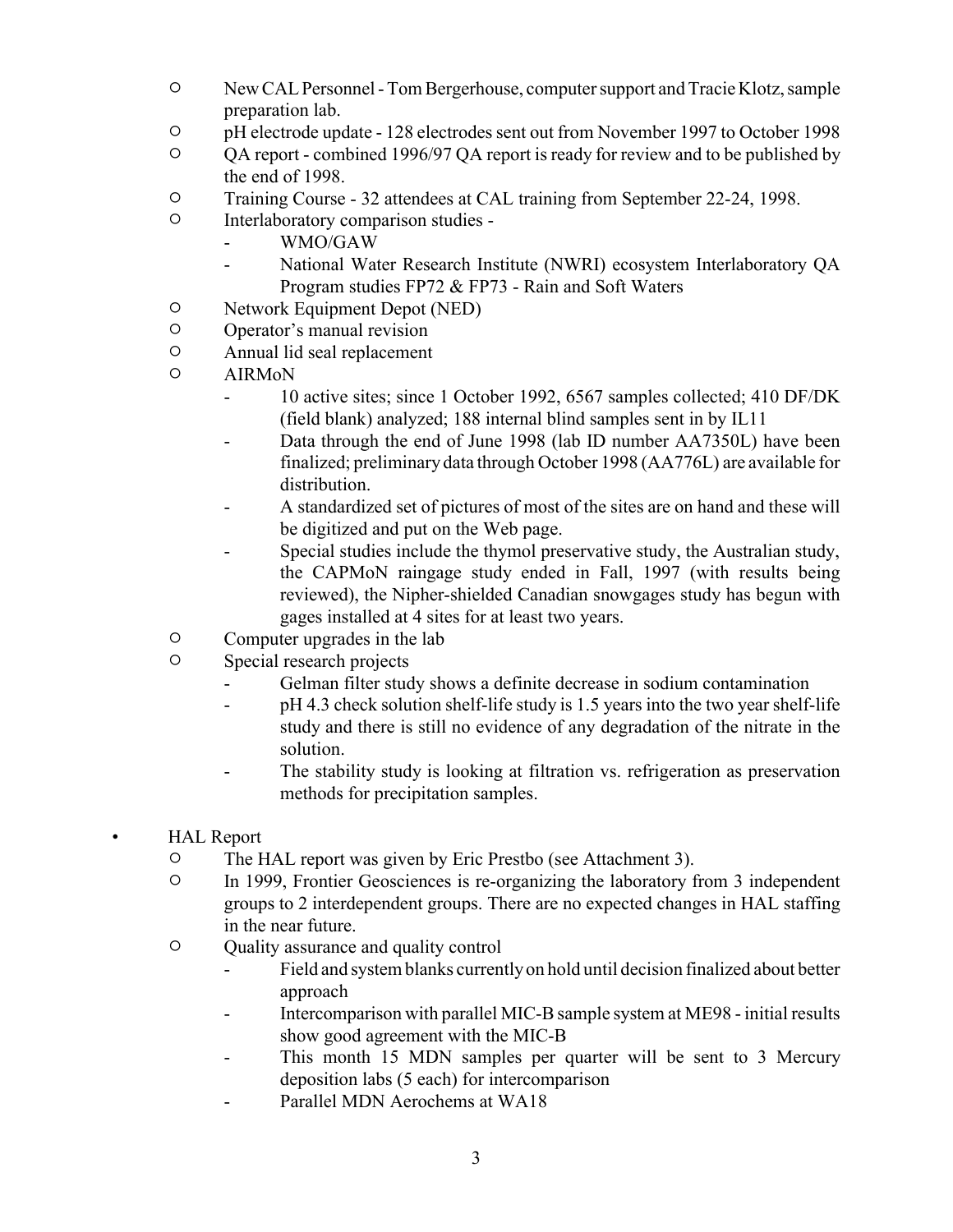- New CAL Personnel - Tom Bergerhouse, computer support and Tracie Klotz, sample preparation lab.
- pH electrode update - 128 electrodes sent out from November 1997 to October 1998
- QA report - combined 1996/97 QA report is ready for review and to be published by the end of 1998.
- Training Course - 32 attendees at CAL training from September 22-24, 1998.
- Interlaboratory comparison studies -
  - WMO/GAW
  - National Water Research Institute (NWRI) ecosystem Interlaboratory QA Program studies FP72 & FP73 - Rain and Soft Waters
- Network Equipment Depot (NED)
- Operator's manual revision
- Annual lid seal replacement
- AIRMoN
  - 10 active sites; since 1 October 1992, 6567 samples collected; 410 DF/DK (field blank) analyzed; 188 internal blind samples sent in by IL11
  - Data through the end of June 1998 (lab ID number AA7350L) have been finalized; preliminary data through October 1998 (AA776L) are available for distribution.
  - A standardized set of pictures of most of the sites are on hand and these will be digitized and put on the Web page.
  - Special studies include the thymol preservative study, the Australian study, the CAPMoN raingage study ended in Fall, 1997 (with results being reviewed), the Nipher-shielded Canadian snowgages study has begun with gages installed at 4 sites for at least two years.
- Computer upgrades in the lab
- Special research projects
  - Gelman filter study shows a definite decrease in sodium contamination
  - pH 4.3 check solution shelf-life study is 1.5 years into the two year shelf-life study and there is still no evidence of any degradation of the nitrate in the solution.
  - The stability study is looking at filtration vs. refrigeration as preservation methods for precipitation samples.

- HAL Report
  - The HAL report was given by Eric Prestbo (see Attachment 3).
  - In 1999, Frontier Geosciences is re-organizing the laboratory from 3 independent groups to 2 interdependent groups. There are no expected changes in HAL staffing in the near future.
  - Quality assurance and quality control
    - Field and system blanks currently on hold until decision finalized about better approach
    - Intercomparison with parallel MIC-B sample system at ME98 - initial results show good agreement with the MIC-B
    - This month 15 MDN samples per quarter will be sent to 3 Mercury deposition labs (5 each) for intercomparison
    - Parallel MDN Aerochems at WA18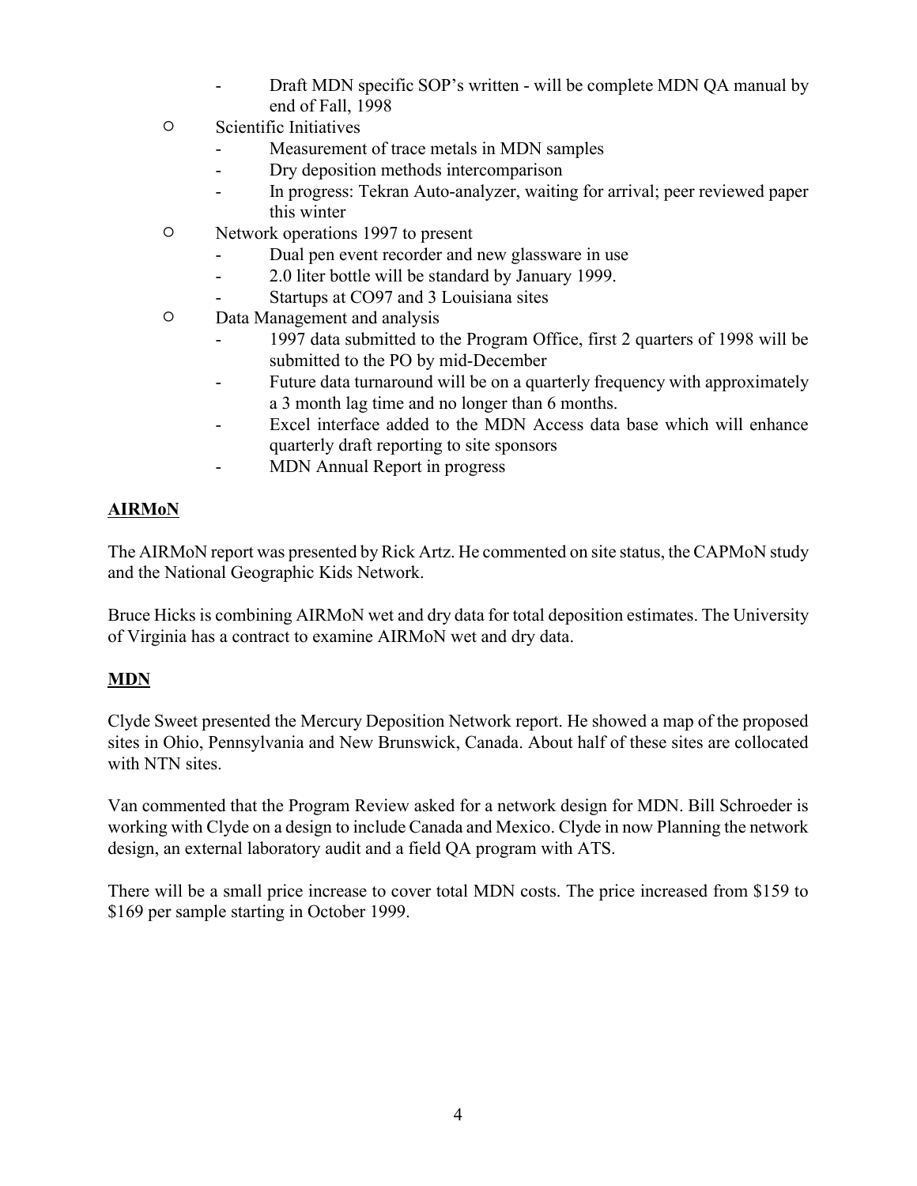- Draft MDN specific SOP's written - will be complete MDN QA manual by end of Fall, 1998
- Scientific Initiatives
  - Measurement of trace metals in MDN samples
  - Dry deposition methods intercomparison
  - In progress: Tekran Auto-analyzer, waiting for arrival; peer reviewed paper this winter
- Network operations 1997 to present
  - Dual pen event recorder and new glassware in use
  - 2.0 liter bottle will be standard by January 1999.
  - Startups at CO97 and 3 Louisiana sites
- Data Management and analysis
  - 1997 data submitted to the Program Office, first 2 quarters of 1998 will be submitted to the PO by mid-December
  - Future data turnaround will be on a quarterly frequency with approximately a 3 month lag time and no longer than 6 months.
  - Excel interface added to the MDN Access data base which will enhance quarterly draft reporting to site sponsors
  - MDN Annual Report in progress

**AIRMoN**

The AIRMoN report was presented by Rick Artz. He commented on site status, the CAPMoN study and the National Geographic Kids Network.

Bruce Hicks is combining AIRMoN wet and dry data for total deposition estimates. The University of Virginia has a contract to examine AIRMoN wet and dry data.

**MDN**

Clyde Sweet presented the Mercury Deposition Network report. He showed a map of the proposed sites in Ohio, Pennsylvania and New Brunswick, Canada. About half of these sites are collocated with NTN sites.

Van commented that the Program Review asked for a network design for MDN. Bill Schroeder is working with Clyde on a design to include Canada and Mexico. Clyde in now Planning the network design, an external laboratory audit and a field QA program with ATS.

There will be a small price increase to cover total MDN costs. The price increased from $159 to $169 per sample starting in October 1999.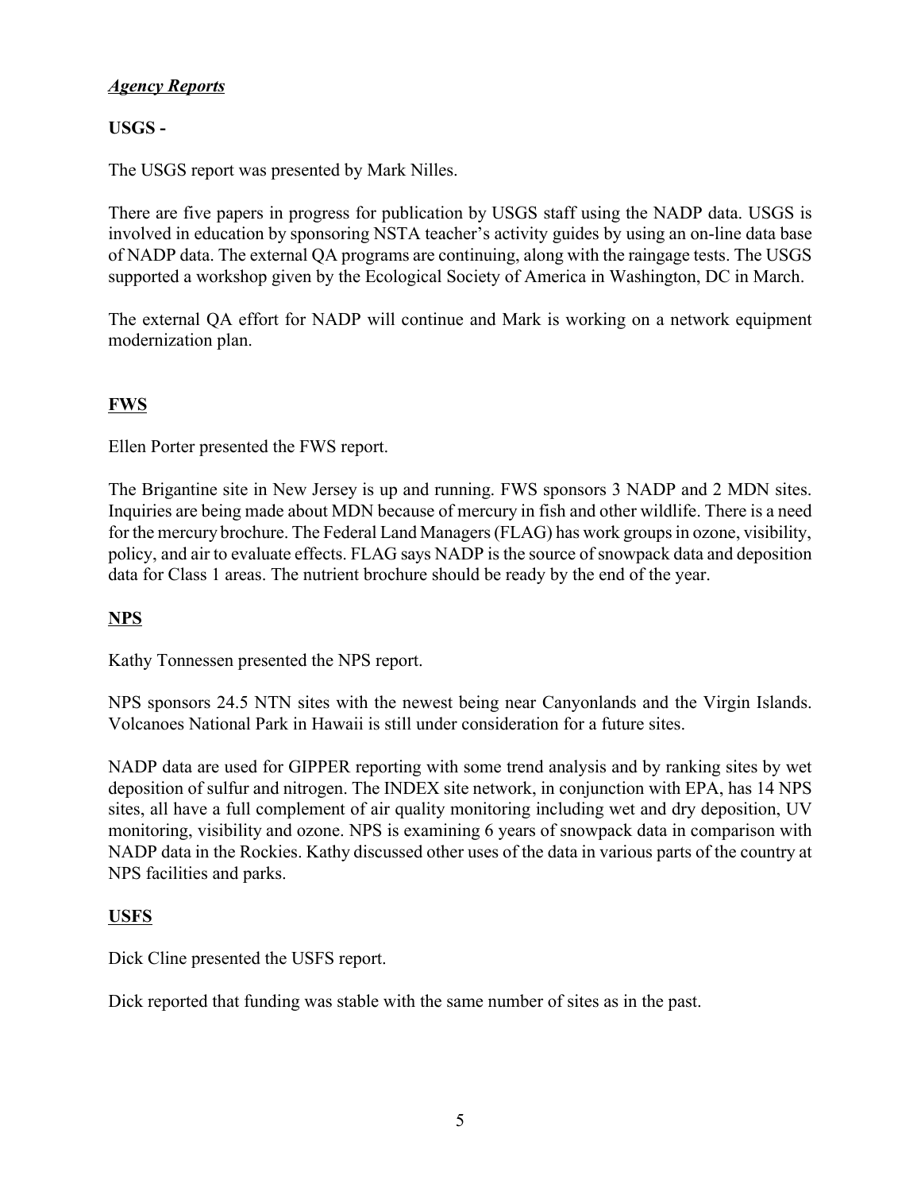## ***Agency Reports***

### **USGS -**

The USGS report was presented by Mark Nilles.

There are five papers in progress for publication by USGS staff using the NADP data. USGS is involved in education by sponsoring NSTA teacher's activity guides by using an on-line data base of NADP data. The external QA programs are continuing, along with the raingage tests. The USGS supported a workshop given by the Ecological Society of America in Washington, DC in March.

The external QA effort for NADP will continue and Mark is working on a network equipment modernization plan.

### **FWS**

Ellen Porter presented the FWS report.

The Brigantine site in New Jersey is up and running. FWS sponsors 3 NADP and 2 MDN sites. Inquiries are being made about MDN because of mercury in fish and other wildlife. There is a need for the mercury brochure. The Federal Land Managers (FLAG) has work groups in ozone, visibility, policy, and air to evaluate effects. FLAG says NADP is the source of snowpack data and deposition data for Class 1 areas. The nutrient brochure should be ready by the end of the year.

### **NPS**

Kathy Tonnessen presented the NPS report.

NPS sponsors 24.5 NTN sites with the newest being near Canyonlands and the Virgin Islands. Volcanoes National Park in Hawaii is still under consideration for a future sites.

NADP data are used for GIPPER reporting with some trend analysis and by ranking sites by wet deposition of sulfur and nitrogen. The INDEX site network, in conjunction with EPA, has 14 NPS sites, all have a full complement of air quality monitoring including wet and dry deposition, UV monitoring, visibility and ozone. NPS is examining 6 years of snowpack data in comparison with NADP data in the Rockies. Kathy discussed other uses of the data in various parts of the country at NPS facilities and parks.

### **USFS**

Dick Cline presented the USFS report.

Dick reported that funding was stable with the same number of sites as in the past.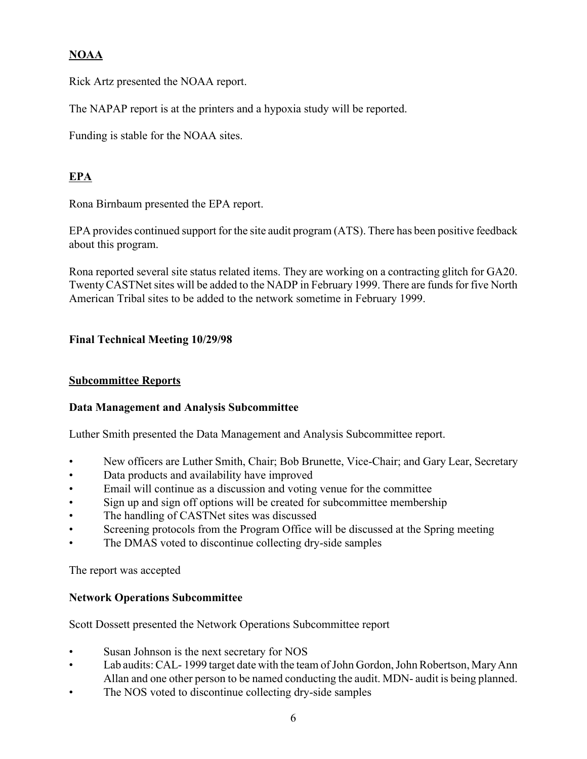**NOAA**

Rick Artz presented the NOAA report.

The NAPAP report is at the printers and a hypoxia study will be reported.

Funding is stable for the NOAA sites.

**EPA**

Rona Birnbaum presented the EPA report.

EPA provides continued support for the site audit program (ATS). There has been positive feedback about this program.

Rona reported several site status related items. They are working on a contracting glitch for GA20. Twenty CASTNet sites will be added to the NADP in February 1999. There are funds for five North American Tribal sites to be added to the network sometime in February 1999.

**Final Technical Meeting 10/29/98**

**Subcommittee Reports**

**Data Management and Analysis Subcommittee**

Luther Smith presented the Data Management and Analysis Subcommittee report.

- New officers are Luther Smith, Chair; Bob Brunette, Vice-Chair; and Gary Lear, Secretary
- Data products and availability have improved
- Email will continue as a discussion and voting venue for the committee
- Sign up and sign off options will be created for subcommittee membership
- The handling of CASTNet sites was discussed
- Screening protocols from the Program Office will be discussed at the Spring meeting
- The DMAS voted to discontinue collecting dry-side samples

The report was accepted

**Network Operations Subcommittee**

Scott Dossett presented the Network Operations Subcommittee report

- Susan Johnson is the next secretary for NOS
- Lab audits: CAL- 1999 target date with the team of John Gordon, John Robertson, Mary Ann Allan and one other person to be named conducting the audit. MDN- audit is being planned.
- The NOS voted to discontinue collecting dry-side samples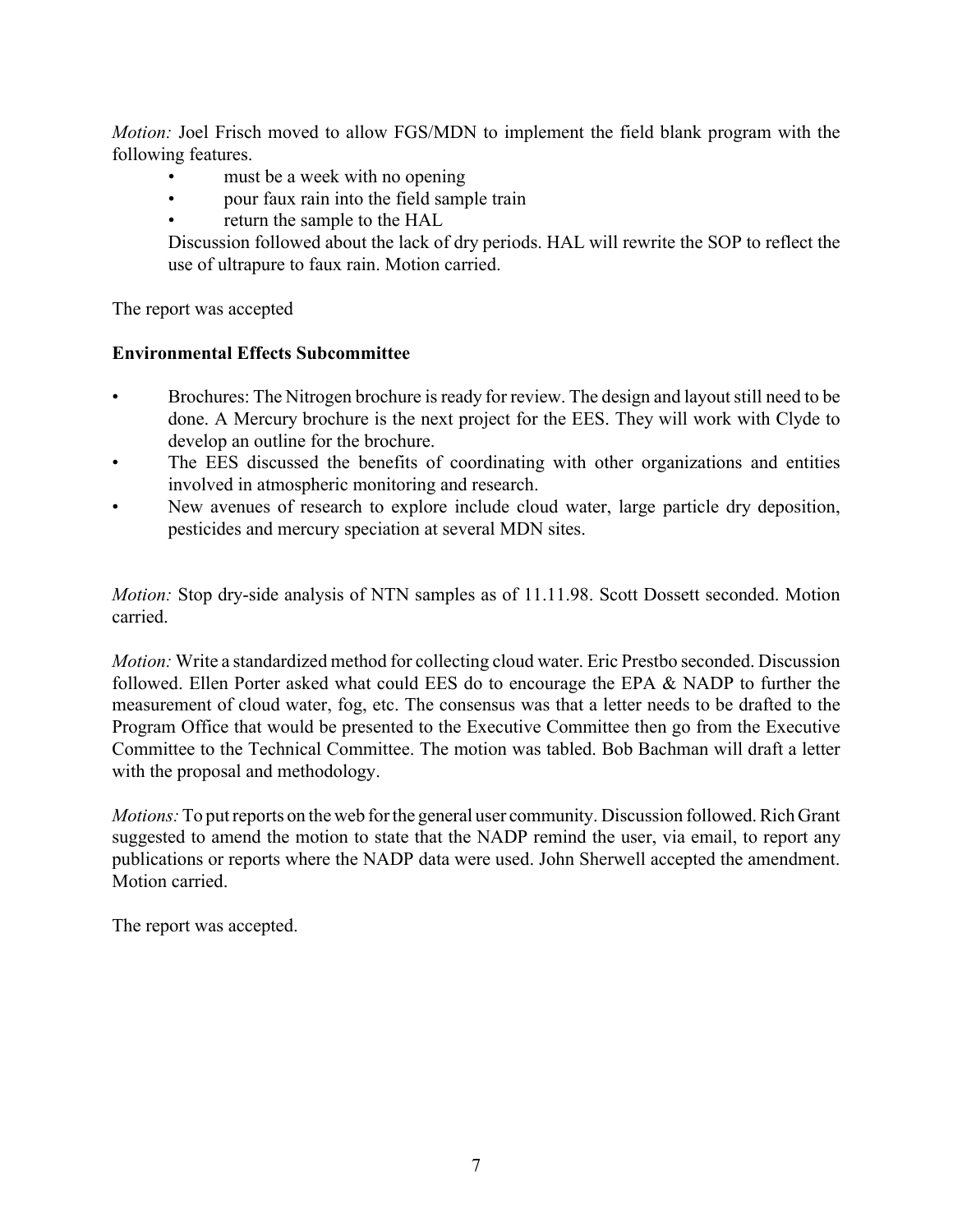*Motion:* Joel Frisch moved to allow FGS/MDN to implement the field blank program with the following features.

- must be a week with no opening
- pour faux rain into the field sample train
- return the sample to the HAL

Discussion followed about the lack of dry periods. HAL will rewrite the SOP to reflect the use of ultrapure to faux rain. Motion carried.

The report was accepted

**Environmental Effects Subcommittee**

- Brochures: The Nitrogen brochure is ready for review. The design and layout still need to be done. A Mercury brochure is the next project for the EES. They will work with Clyde to develop an outline for the brochure.
- The EES discussed the benefits of coordinating with other organizations and entities involved in atmospheric monitoring and research.
- New avenues of research to explore include cloud water, large particle dry deposition, pesticides and mercury speciation at several MDN sites.

*Motion:* Stop dry-side analysis of NTN samples as of 11.11.98. Scott Dossett seconded. Motion carried.

*Motion:* Write a standardized method for collecting cloud water. Eric Prestbo seconded. Discussion followed. Ellen Porter asked what could EES do to encourage the EPA & NADP to further the measurement of cloud water, fog, etc. The consensus was that a letter needs to be drafted to the Program Office that would be presented to the Executive Committee then go from the Executive Committee to the Technical Committee. The motion was tabled. Bob Bachman will draft a letter with the proposal and methodology.

*Motions:* To put reports on the web for the general user community. Discussion followed. Rich Grant suggested to amend the motion to state that the NADP remind the user, via email, to report any publications or reports where the NADP data were used. John Sherwell accepted the amendment. Motion carried.

The report was accepted.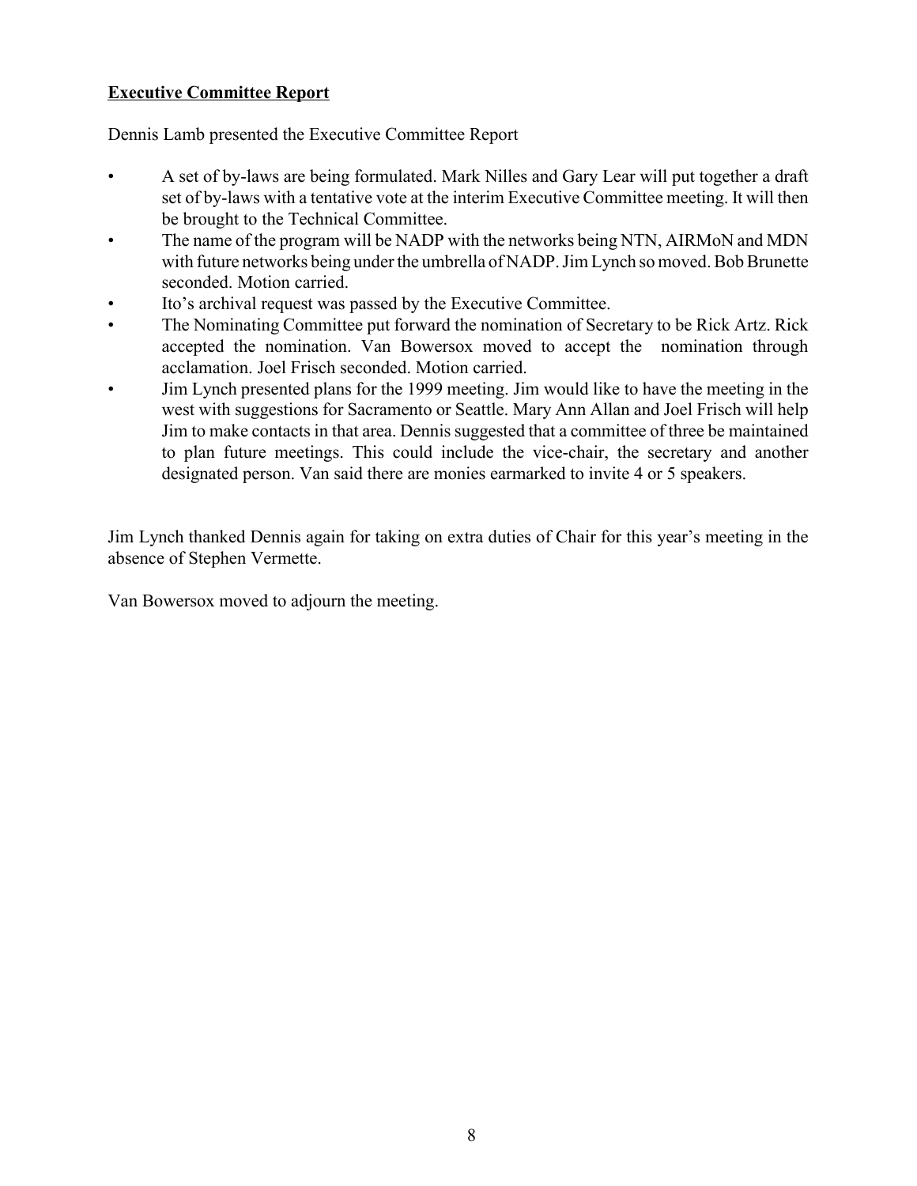## **Executive Committee Report**

Dennis Lamb presented the Executive Committee Report

- A set of by-laws are being formulated. Mark Nilles and Gary Lear will put together a draft set of by-laws with a tentative vote at the interim Executive Committee meeting. It will then be brought to the Technical Committee.
- The name of the program will be NADP with the networks being NTN, AIRMoN and MDN with future networks being under the umbrella of NADP. Jim Lynch so moved. Bob Brunette seconded. Motion carried.
- Ito's archival request was passed by the Executive Committee.
- The Nominating Committee put forward the nomination of Secretary to be Rick Artz. Rick accepted the nomination. Van Bowersox moved to accept the nomination through acclamation. Joel Frisch seconded. Motion carried.
- Jim Lynch presented plans for the 1999 meeting. Jim would like to have the meeting in the west with suggestions for Sacramento or Seattle. Mary Ann Allan and Joel Frisch will help Jim to make contacts in that area. Dennis suggested that a committee of three be maintained to plan future meetings. This could include the vice-chair, the secretary and another designated person. Van said there are monies earmarked to invite 4 or 5 speakers.

Jim Lynch thanked Dennis again for taking on extra duties of Chair for this year's meeting in the absence of Stephen Vermette.

Van Bowersox moved to adjourn the meeting.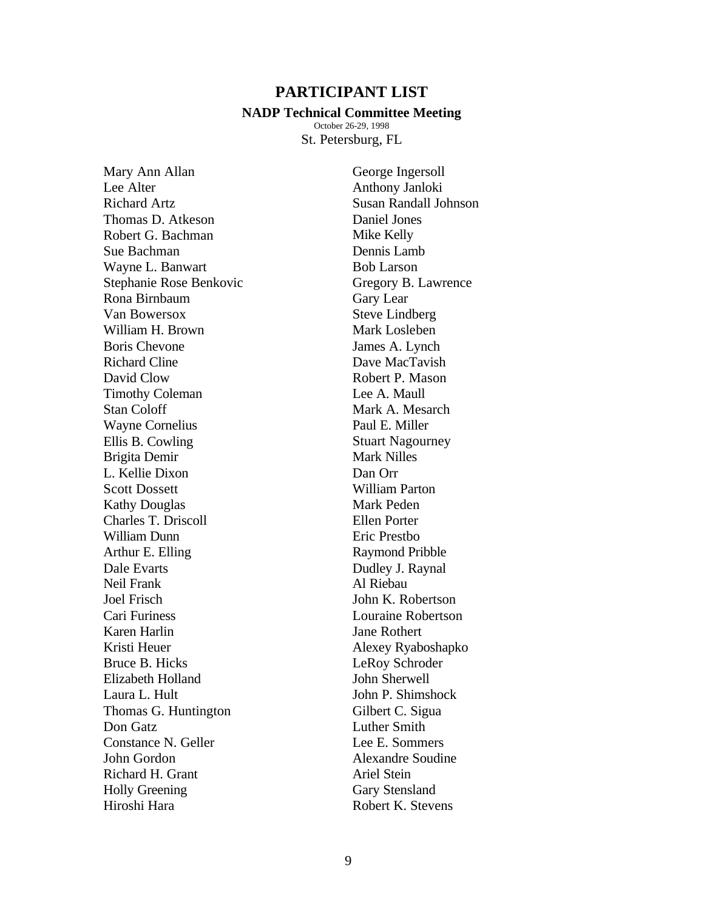# PARTICIPANT LIST

**NADP Technical Committee Meeting**

October 26-29, 1998

St. Petersburg, FL

Mary Ann Allan
Lee Alter
Richard Artz
Thomas D. Atkeson
Robert G. Bachman
Sue Bachman
Wayne L. Banwart
Stephanie Rose Benkovic
Rona Birnbaum
Van Bowersox
William H. Brown
Boris Chevone
Richard Cline
David Clow
Timothy Coleman
Stan Coloff
Wayne Cornelius
Ellis B. Cowling
Brigita Demir
L. Kellie Dixon
Scott Dossett
Kathy Douglas
Charles T. Driscoll
William Dunn
Arthur E. Elling
Dale Evarts
Neil Frank
Joel Frisch
Cari Furiness
Karen Harlin
Kristi Heuer
Bruce B. Hicks
Elizabeth Holland
Laura L. Hult
Thomas G. Huntington
Don Gatz
Constance N. Geller
John Gordon
Richard H. Grant
Holly Greening
Hiroshi Hara
George Ingersoll
Anthony Janloki
Susan Randall Johnson
Daniel Jones
Mike Kelly
Dennis Lamb
Bob Larson
Gregory B. Lawrence
Gary Lear
Steve Lindberg
Mark Losleben
James A. Lynch
Dave MacTavish
Robert P. Mason
Lee A. Maull
Mark A. Mesarch
Paul E. Miller
Stuart Nagourney
Mark Nilles
Dan Orr
William Parton
Mark Peden
Ellen Porter
Eric Prestbo
Raymond Pribble
Dudley J. Raynal
Al Riebau
John K. Robertson
Louraine Robertson
Jane Rothert
Alexey Ryaboshapko
LeRoy Schroder
John Sherwell
John P. Shimshock
Gilbert C. Sigua
Luther Smith
Lee E. Sommers
Alexandre Soudine
Ariel Stein
Gary Stensland
Robert K. Stevens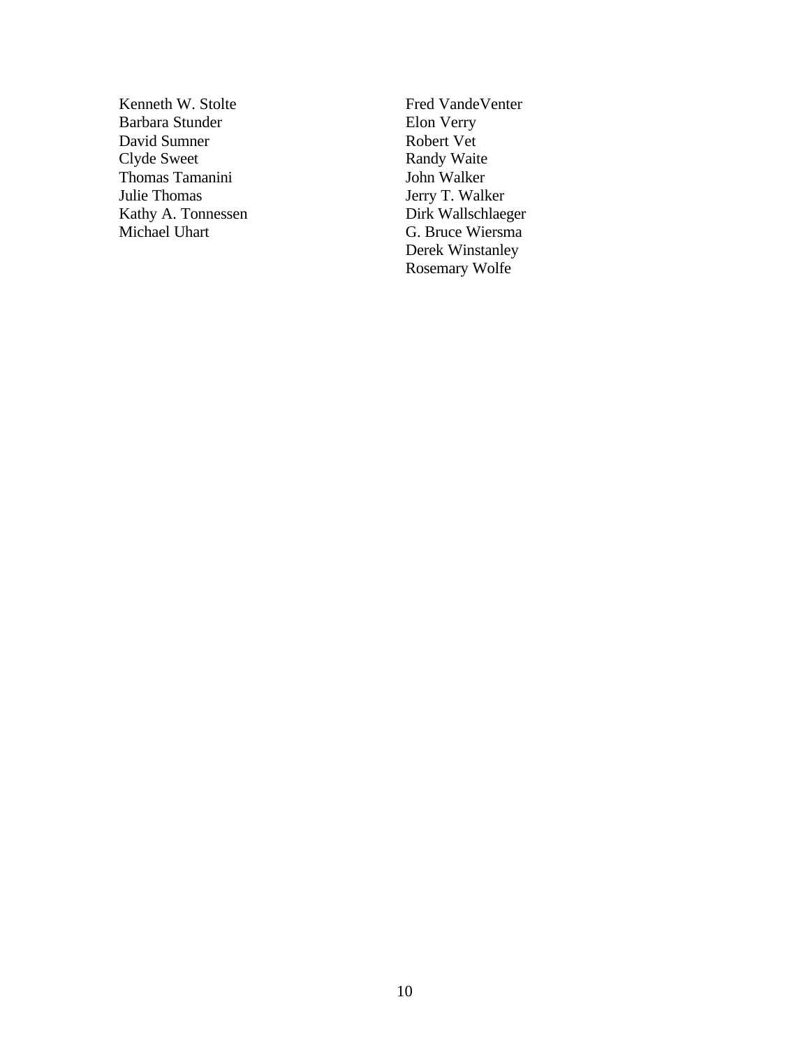Kenneth W. Stolte
Barbara Stunder
David Sumner
Clyde Sweet
Thomas Tamanini
Julie Thomas
Kathy A. Tonnessen
Michael Uhart
Fred VandeVenter
Elon Verry
Robert Vet
Randy Waite
John Walker
Jerry T. Walker
Dirk Wallschlaeger
G. Bruce Wiersma
Derek Winstanley
Rosemary Wolfe